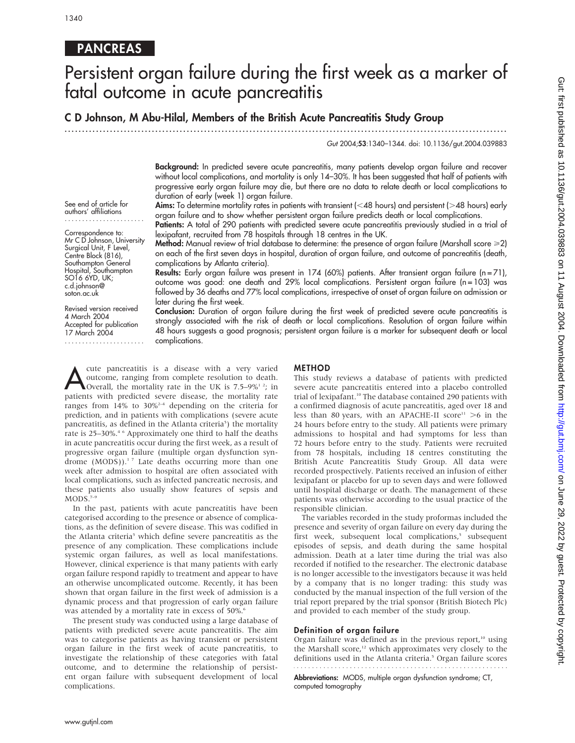PANCREAS

# Persistent organ failure during the first week as a marker of fatal outcome in acute pancreatitis

**C D Johnson, M Abu-Hilal, Members of the British Acute Pancreatitis Study Group**

*Gut* 2004;**53**:1340–1344. doi: 10.1136/gut.2004.039883

See end of article for authors' affiliations

Correspondence to: Mr C D Johnson, University Surgical Unit, F Level, Centre Block (816), Southampton General Hospital, Southampton SO16 6YD, UK; c.d.johnson@soton.ac.uk

Revised version received 4 March 2004
Accepted for publication 17 March 2004

**Background:** In predicted severe acute pancreatitis, many patients develop organ failure and recover without local complications, and mortality is only 14–30%. It has been suggested that half of patients with progressive early organ failure may die, but there are no data to relate death or local complications to duration of early (week 1) organ failure.

**Aims:** To determine mortality rates in patients with transient (<48 hours) and persistent (>48 hours) early organ failure and to show whether persistent organ failure predicts death or local complications.

**Patients:** A total of 290 patients with predicted severe acute pancreatitis previously studied in a trial of lexipafant, recruited from 78 hospitals through 18 centres in the UK.

**Method:** Manual review of trial database to determine: the presence of organ failure (Marshall score ⩾2) on each of the first seven days in hospital, duration of organ failure, and outcome of pancreatitis (death, complications by Atlanta criteria).

**Results:** Early organ failure was present in 174 (60%) patients. After transient organ failure (n = 71), outcome was good: one death and 29% local complications. Persistent organ failure (n = 103) was followed by 36 deaths and 77% local complications, irrespective of onset of organ failure on admission or later during the first week.

**Conclusion:** Duration of organ failure during the first week of predicted severe acute pancreatitis is strongly associated with the risk of death or local complications. Resolution of organ failure within 48 hours suggests a good prognosis; persistent organ failure is a marker for subsequent death or local complications.

Acute pancreatitis is a disease with a very varied outcome, ranging from complete resolution to death. Overall, the mortality rate in the UK is 7.5–9%[1 2]; in patients with predicted severe disease, the mortality rate ranges from 14% to 30%[2–4] depending on the criteria for prediction, and in patients with complications (severe acute pancreatitis, as defined in the Atlanta criteria[5]) the mortality rate is 25–30%.[4 6] Approximately one third to half the deaths in acute pancreatitis occur during the first week, as a result of progressive organ failure (multiple organ dysfunction syndrome (MODS)).[1 7] Late deaths occurring more than one week after admission to hospital are often associated with local complications, such as infected pancreatic necrosis, and these patients also usually show features of sepsis and MODS.[7–9]

In the past, patients with acute pancreatitis have been categorised according to the presence or absence of complications, as the definition of severe disease. This was codified in the Atlanta criteria[5] which define severe pancreatitis as the presence of any complication. These complications include systemic organ failures, as well as local manifestations. However, clinical experience is that many patients with early organ failure respond rapidly to treatment and appear to have an otherwise uncomplicated outcome. Recently, it has been shown that organ failure in the first week of admission is a dynamic process and that progression of early organ failure was attended by a mortality rate in excess of 50%.[6]

The present study was conducted using a large database of patients with predicted severe acute pancreatitis. The aim was to categorise patients as having transient or persistent organ failure in the first week of acute pancreatitis, to investigate the relationship of these categories with fatal outcome, and to determine the relationship of persistent organ failure with subsequent development of local complications.

## METHOD

This study reviews a database of patients with predicted severe acute pancreatitis entered into a placebo controlled trial of lexipafant.[10] The database contained 290 patients with a confirmed diagnosis of acute pancreatitis, aged over 18 and less than 80 years, with an APACHE-II score[11] >6 in the 24 hours before entry to the study. All patients were primary admissions to hospital and had symptoms for less than 72 hours before entry to the study. Patients were recruited from 78 hospitals, including 18 centres constituting the British Acute Pancreatitis Study Group. All data were recorded prospectively. Patients received an infusion of either lexipafant or placebo for up to seven days and were followed until hospital discharge or death. The management of these patients was otherwise according to the usual practice of the responsible clinician.

The variables recorded in the study proformas included the presence and severity of organ failure on every day during the first week, subsequent local complications,[5] subsequent episodes of sepsis, and death during the same hospital admission. Death at a later time during the trial was also recorded if notified to the researcher. The electronic database is no longer accessible to the investigators because it was held by a company that is no longer trading: this study was conducted by the manual inspection of the full version of the trial report prepared by the trial sponsor (British Biotech Plc) and provided to each member of the study group.

### Definition of organ failure

Organ failure was defined as in the previous report,[10] using the Marshall score,[12] which approximates very closely to the definitions used in the Atlanta criteria.[5] Organ failure scores

**Abbreviations:** MODS, multiple organ dysfunction syndrome; CT, computed tomography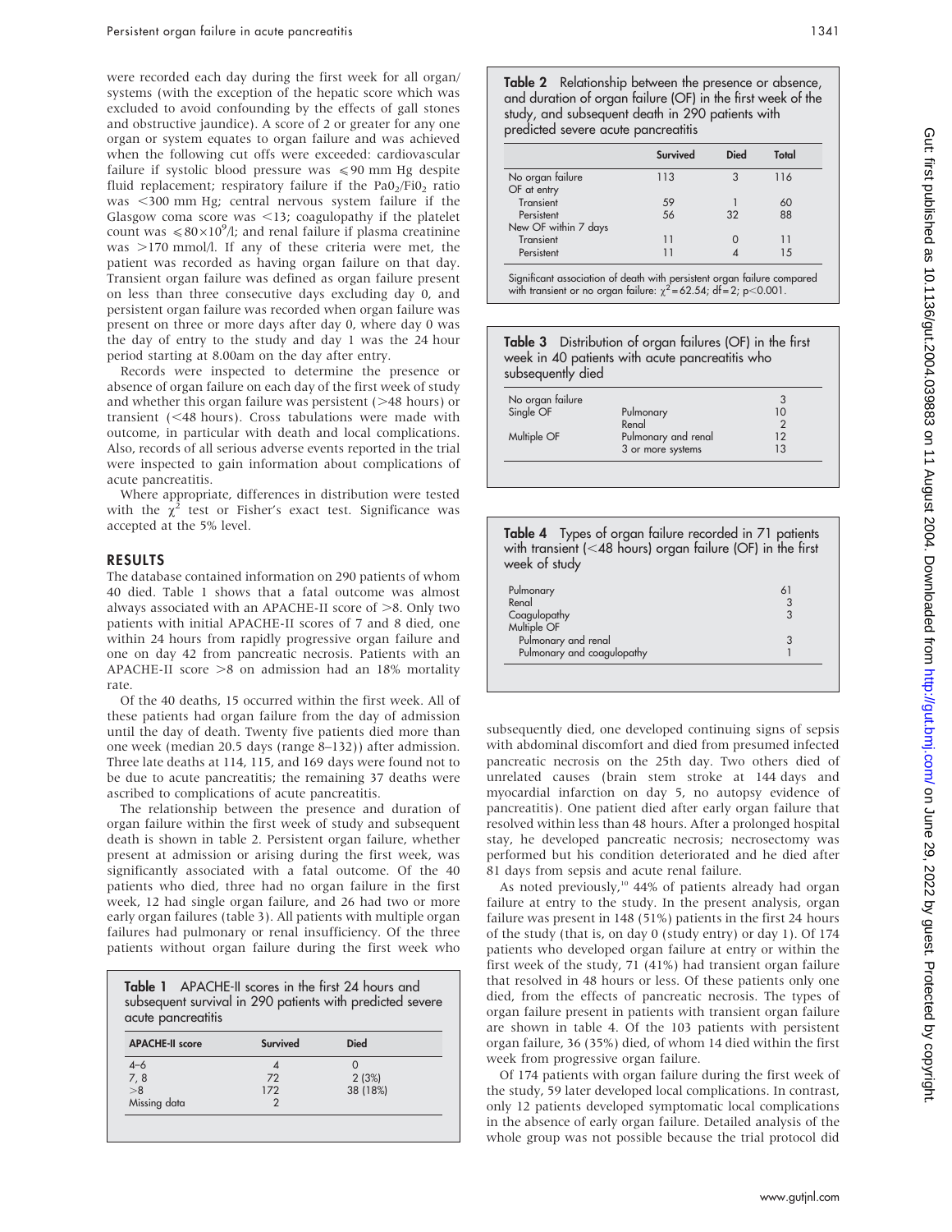were recorded each day during the first week for all organ/systems (with the exception of the hepatic score which was excluded to avoid confounding by the effects of gall stones and obstructive jaundice). A score of 2 or greater for any one organ or system equates to organ failure and was achieved when the following cut offs were exceeded: cardiovascular failure if systolic blood pressure was $\leqslant$90 mm Hg despite fluid replacement; respiratory failure if the $PaO_2/FiO_2$ ratio was <300 mm Hg; central nervous system failure if the Glasgow coma score was <13; coagulopathy if the platelet count was $\leqslant 80\times10^9$/l; and renal failure if plasma creatinine was >170 mmol/l. If any of these criteria were met, the patient was recorded as having organ failure on that day. Transient organ failure was defined as organ failure present on less than three consecutive days excluding day 0, and persistent organ failure was recorded when organ failure was present on three or more days after day 0, where day 0 was the day of entry to the study and day 1 was the 24 hour period starting at 8.00am on the day after entry.

Records were inspected to determine the presence or absence of organ failure on each day of the first week of study and whether this organ failure was persistent (>48 hours) or transient (<48 hours). Cross tabulations were made with outcome, in particular with death and local complications. Also, records of all serious adverse events reported in the trial were inspected to gain information about complications of acute pancreatitis.

Where appropriate, differences in distribution were tested with the $\chi^2$ test or Fisher's exact test. Significance was accepted at the 5% level.

## RESULTS

The database contained information on 290 patients of whom 40 died. Table 1 shows that a fatal outcome was almost always associated with an APACHE-II score of >8. Only two patients with initial APACHE-II scores of 7 and 8 died, one within 24 hours from rapidly progressive organ failure and one on day 42 from pancreatic necrosis. Patients with an APACHE-II score >8 on admission had an 18% mortality rate.

Of the 40 deaths, 15 occurred within the first week. All of these patients had organ failure from the day of admission until the day of death. Twenty five patients died more than one week (median 20.5 days (range 8–132)) after admission. Three late deaths at 114, 115, and 169 days were found not to be due to acute pancreatitis; the remaining 37 deaths were ascribed to complications of acute pancreatitis.

The relationship between the presence and duration of organ failure within the first week of study and subsequent death is shown in table 2. Persistent organ failure, whether present at admission or arising during the first week, was significantly associated with a fatal outcome. Of the 40 patients who died, three had no organ failure in the first week, 12 had single organ failure, and 26 had two or more early organ failures (table 3). All patients with multiple organ failures had pulmonary or renal insufficiency. Of the three patients without organ failure during the first week who subsequently died, one developed continuing signs of sepsis with abdominal discomfort and died from presumed infected pancreatic necrosis on the 25th day. Two others died of unrelated causes (brain stem stroke at 144 days and myocardial infarction on day 5, no autopsy evidence of pancreatitis). One patient died after early organ failure that resolved within less than 48 hours. After a prolonged hospital stay, he developed pancreatic necrosis; necrosectomy was performed but his condition deteriorated and he died after 81 days from sepsis and acute renal failure.

As noted previously,[10] 44% of patients already had organ failure at entry to the study. In the present analysis, organ failure was present in 148 (51%) patients in the first 24 hours of the study (that is, on day 0 (study entry) or day 1). Of 174 patients who developed organ failure at entry or within the first week of the study, 71 (41%) had transient organ failure that resolved in 48 hours or less. Of these patients only one died, from the effects of pancreatic necrosis. The types of organ failure present in patients with transient organ failure are shown in table 4. Of the 103 patients with persistent organ failure, 36 (35%) died, of whom 14 died within the first week from progressive organ failure.

Of 174 patients with organ failure during the first week of the study, 59 later developed local complications. In contrast, only 12 patients developed symptomatic local complications in the absence of early organ failure. Detailed analysis of the whole group was not possible because the trial protocol did

**Table 1** APACHE-II scores in the first 24 hours and subsequent survival in 290 patients with predicted severe acute pancreatitis

| APACHE-II score | Survived | Died |
|---|---|---|
| 4–6 | 4 | 0 |
| 7, 8 | 72 | 2 (3%) |
| >8 | 172 | 38 (18%) |
| Missing data | 2 | |

**Table 2** Relationship between the presence or absence, and duration of organ failure (OF) in the first week of the study, and subsequent death in 290 patients with predicted severe acute pancreatitis

| | Survived | Died | Total |
|---|---|---|---|
| No organ failure | 113 | 3 | 116 |
| OF at entry | | | |
| Transient | 59 | 1 | 60 |
| Persistent | 56 | 32 | 88 |
| New OF within 7 days | | | |
| Transient | 11 | 0 | 11 |
| Persistent | 11 | 4 | 15 |

Significant association of death with persistent organ failure compared with transient or no organ failure: $\chi^2=62.54$; df = 2; $p<0.001$.

**Table 3** Distribution of organ failures (OF) in the first week in 40 patients with acute pancreatitis who subsequently died

| | | |
|---|---|---|
| No organ failure | | 3 |
| Single OF | Pulmonary | 10 |
| | Renal | 2 |
| Multiple OF | Pulmonary and renal | 12 |
| | 3 or more systems | 13 |

**Table 4** Types of organ failure recorded in 71 patients with transient (<48 hours) organ failure (OF) in the first week of study

| | |
|---|---|
| Pulmonary | 61 |
| Renal | 3 |
| Coagulopathy | 3 |
| Multiple OF | |
| Pulmonary and renal | 3 |
| Pulmonary and coagulopathy | 1 |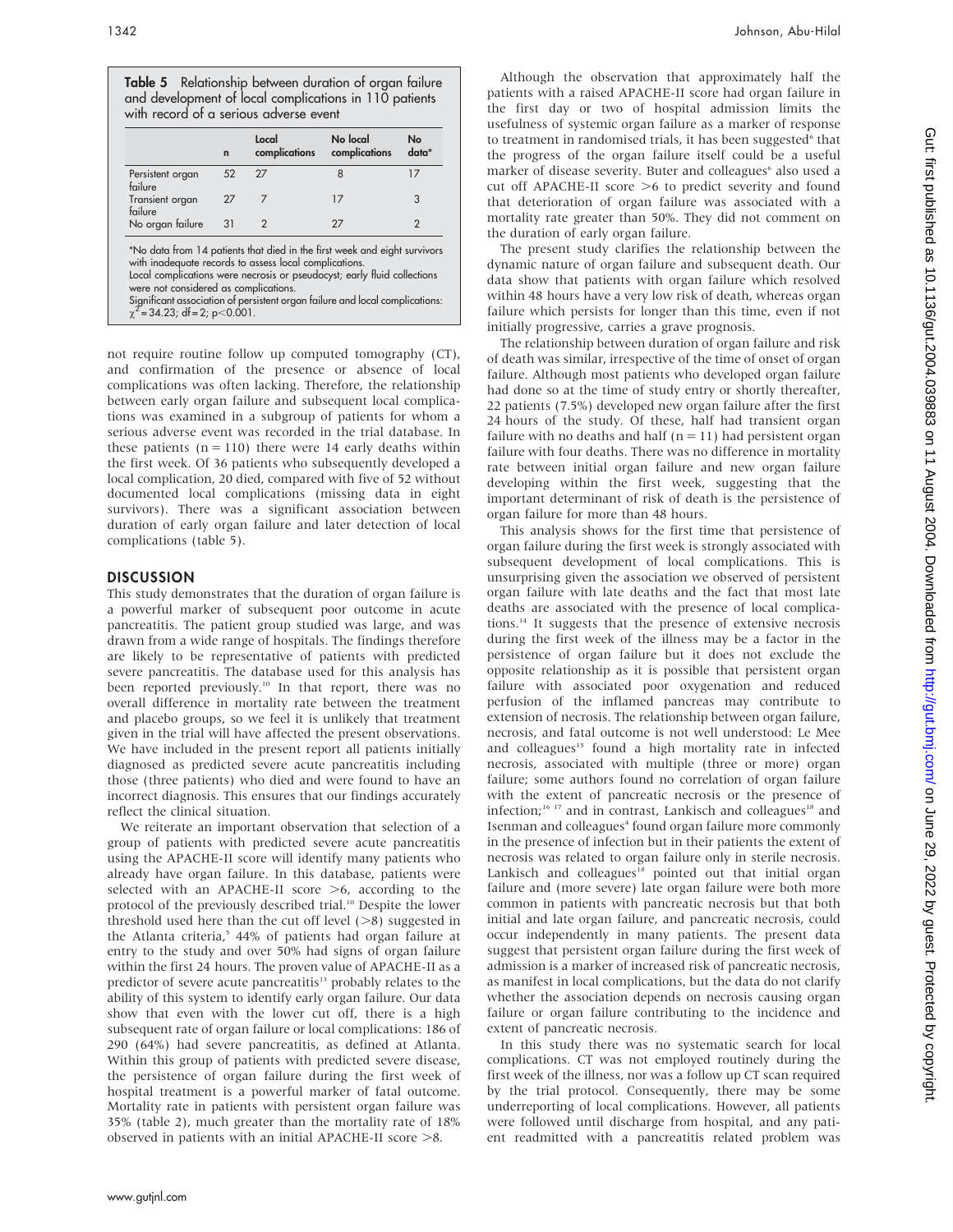**Table 5** Relationship between duration of organ failure and development of local complications in 110 patients with record of a serious adverse event

| | n | Local complications | No local complications | No data* |
|---|---|---|---|---|
| Persistent organ failure | 52 | 27 | 8 | 17 |
| Transient organ failure | 27 | 7 | 17 | 3 |
| No organ failure | 31 | 2 | 27 | 2 |

*No data from 14 patients that died in the first week and eight survivors with inadequate records to assess local complications.
Local complications were necrosis or pseudocyst; early fluid collections were not considered as complications.
Significant association of persistent organ failure and local complications: $\chi^2 = 34.23$; df = 2; $p<0.001$.

not require routine follow up computed tomography (CT), and confirmation of the presence or absence of local complications was often lacking. Therefore, the relationship between early organ failure and subsequent local complications was examined in a subgroup of patients for whom a serious adverse event was recorded in the trial database. In these patients (n = 110) there were 14 early deaths within the first week. Of 36 patients who subsequently developed a local complication, 20 died, compared with five of 52 without documented local complications (missing data in eight survivors). There was a significant association between duration of early organ failure and later detection of local complications (table 5).

## DISCUSSION

This study demonstrates that the duration of organ failure is a powerful marker of subsequent poor outcome in acute pancreatitis. The patient group studied was large, and was drawn from a wide range of hospitals. The findings therefore are likely to be representative of patients with predicted severe pancreatitis. The database used for this analysis has been reported previously.[10] In that report, there was no overall difference in mortality rate between the treatment and placebo groups, so we feel it is unlikely that treatment given in the trial will have affected the present observations. We have included in the present report all patients initially diagnosed as predicted severe acute pancreatitis including those (three patients) who died and were found to have an incorrect diagnosis. This ensures that our findings accurately reflect the clinical situation.

We reiterate an important observation that selection of a group of patients with predicted severe acute pancreatitis using the APACHE-II score will identify many patients who already have organ failure. In this database, patients were selected with an APACHE-II score >6, according to the protocol of the previously described trial.[10] Despite the lower threshold used here than the cut off level (>8) suggested in the Atlanta criteria,[5] 44% of patients had organ failure at entry to the study and over 50% had signs of organ failure within the first 24 hours. The proven value of APACHE-II as a predictor of severe acute pancreatitis[13] probably relates to the ability of this system to identify early organ failure. Our data show that even with the lower cut off, there is a high subsequent rate of organ failure or local complications: 186 of 290 (64%) had severe pancreatitis, as defined at Atlanta. Within this group of patients with predicted severe disease, the persistence of organ failure during the first week of hospital treatment is a powerful marker of fatal outcome. Mortality rate in patients with persistent organ failure was 35% (table 2), much greater than the mortality rate of 18% observed in patients with an initial APACHE-II score >8.

Although the observation that approximately half the patients with a raised APACHE-II score had organ failure in the first day or two of hospital admission limits the usefulness of systemic organ failure as a marker of response to treatment in randomised trials, it has been suggested[6] that the progress of the organ failure itself could be a useful marker of disease severity. Buter and colleagues[6] also used a cut off APACHE-II score >6 to predict severity and found that deterioration of organ failure was associated with a mortality rate greater than 50%. They did not comment on the duration of early organ failure.

The present study clarifies the relationship between the dynamic nature of organ failure and subsequent death. Our data show that patients with organ failure which resolved within 48 hours have a very low risk of death, whereas organ failure which persists for longer than this time, even if not initially progressive, carries a grave prognosis.

The relationship between duration of organ failure and risk of death was similar, irrespective of the time of onset of organ failure. Although most patients who developed organ failure had done so at the time of study entry or shortly thereafter, 22 patients (7.5%) developed new organ failure after the first 24 hours of the study. Of these, half had transient organ failure with no deaths and half (n = 11) had persistent organ failure with four deaths. There was no difference in mortality rate between initial organ failure and new organ failure developing within the first week, suggesting that the important determinant of risk of death is the persistence of organ failure for more than 48 hours.

This analysis shows for the first time that persistence of organ failure during the first week is strongly associated with subsequent development of local complications. This is unsurprising given the association we observed of persistent organ failure with late deaths and the fact that most late deaths are associated with the presence of local complications.[14] It suggests that the presence of extensive necrosis during the first week of the illness may be a factor in the persistence of organ failure but it does not exclude the opposite relationship as it is possible that persistent organ failure with associated poor oxygenation and reduced perfusion of the inflamed pancreas may contribute to extension of necrosis. The relationship between organ failure, necrosis, and fatal outcome is not well understood: Le Mee and colleagues[15] found a high mortality rate in infected necrosis, associated with multiple (three or more) organ failure; some authors found no correlation of organ failure with the extent of pancreatic necrosis or the presence of infection;[16,17] and in contrast, Lankisch and colleagues[18] and Isenman and colleagues[4] found organ failure more commonly in the presence of infection but in their patients the extent of necrosis was related to organ failure only in sterile necrosis. Lankisch and colleagues[18] pointed out that initial organ failure and (more severe) late organ failure were both more common in patients with pancreatic necrosis but that both initial and late organ failure, and pancreatic necrosis, could occur independently in many patients. The present data suggest that persistent organ failure during the first week of admission is a marker of increased risk of pancreatic necrosis, as manifest in local complications, but the data do not clarify whether the association depends on necrosis causing organ failure or organ failure contributing to the incidence and extent of pancreatic necrosis.

In this study there was no systematic search for local complications. CT was not employed routinely during the first week of the illness, nor was a follow up CT scan required by the trial protocol. Consequently, there may be some underreporting of local complications. However, all patients were followed until discharge from hospital, and any patient readmitted with a pancreatitis related problem was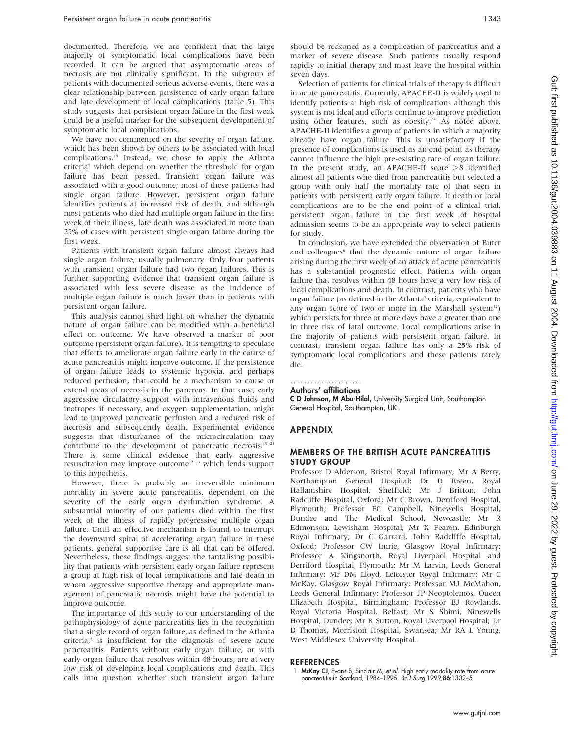documented. Therefore, we are confident that the large majority of symptomatic local complications have been recorded. It can be argued that asymptomatic areas of necrosis are not clinically significant. In the subgroup of patients with documented serious adverse events, there was a clear relationship between persistence of early organ failure and late development of local complications (table 5). This study suggests that persistent organ failure in the first week could be a useful marker for the subsequent development of symptomatic local complications.

We have not commented on the severity of organ failure, which has been shown by others to be associated with local complications.[15] Instead, we chose to apply the Atlanta criteria[5] which depend on whether the threshold for organ failure has been passed. Transient organ failure was associated with a good outcome; most of these patients had single organ failure. However, persistent organ failure identifies patients at increased risk of death, and although most patients who died had multiple organ failure in the first week of their illness, late death was associated in more than 25% of cases with persistent single organ failure during the first week.

Patients with transient organ failure almost always had single organ failure, usually pulmonary. Only four patients with transient organ failure had two organ failures. This is further supporting evidence that transient organ failure is associated with less severe disease as the incidence of multiple organ failure is much lower than in patients with persistent organ failure.

This analysis cannot shed light on whether the dynamic nature of organ failure can be modified with a beneficial effect on outcome. We have observed a marker of poor outcome (persistent organ failure). It is tempting to speculate that efforts to ameliorate organ failure early in the course of acute pancreatitis might improve outcome. If the persistence of organ failure leads to systemic hypoxia, and perhaps reduced perfusion, that could be a mechanism to cause or extend areas of necrosis in the pancreas. In that case, early aggressive circulatory support with intravenous fluids and inotropes if necessary, and oxygen supplementation, might lead to improved pancreatic perfusion and a reduced risk of necrosis and subsequently death. Experimental evidence suggests that disturbance of the microcirculation may contribute to the development of pancreatic necrosis.[19–21] There is some clinical evidence that early aggressive resuscitation may improve outcome[22 23] which lends support to this hypothesis.

However, there is probably an irreversible minimum mortality in severe acute pancreatitis, dependent on the severity of the early organ dysfunction syndrome. A substantial minority of our patients died within the first week of the illness of rapidly progressive multiple organ failure. Until an effective mechanism is found to interrupt the downward spiral of accelerating organ failure in these patients, general supportive care is all that can be offered. Nevertheless, these findings suggest the tantalising possibility that patients with persistent early organ failure represent a group at high risk of local complications and late death in whom aggressive supportive therapy and appropriate management of pancreatic necrosis might have the potential to improve outcome.

The importance of this study to our understanding of the pathophysiology of acute pancreatitis lies in the recognition that a single record of organ failure, as defined in the Atlanta criteria,[5] is insufficient for the diagnosis of severe acute pancreatitis. Patients without early organ failure, or with early organ failure that resolves within 48 hours, are at very low risk of developing local complications and death. This calls into question whether such transient organ failure should be reckoned as a complication of pancreatitis and a marker of severe disease. Such patients usually respond rapidly to initial therapy and most leave the hospital within seven days.

Selection of patients for clinical trials of therapy is difficult in acute pancreatitis. Currently, APACHE-II is widely used to identify patients at high risk of complications although this system is not ideal and efforts continue to improve prediction using other features, such as obesity.[24] As noted above, APACHE-II identifies a group of patients in which a majority already have organ failure. This is unsatisfactory if the presence of complications is used as an end point as therapy cannot influence the high pre-existing rate of organ failure. In the present study, an APACHE-II score >8 identified almost all patients who died from pancreatitis but selected a group with only half the mortality rate of that seen in patients with persistent early organ failure. If death or local complications are to be the end point of a clinical trial, persistent organ failure in the first week of hospital admission seems to be an appropriate way to select patients for study.

In conclusion, we have extended the observation of Buter and colleagues[6] that the dynamic nature of organ failure arising during the first week of an attack of acute pancreatitis has a substantial prognostic effect. Patients with organ failure that resolves within 48 hours have a very low risk of local complications and death. In contrast, patients who have organ failure (as defined in the Atlanta[5] criteria, equivalent to any organ score of two or more in the Marshall system[12]) which persists for three or more days have a greater than one in three risk of fatal outcome. Local complications arise in the majority of patients with persistent organ failure. In contrast, transient organ failure has only a 25% risk of symptomatic local complications and these patients rarely die.

### Authors' affiliations

**C D Johnson, M Abu-Hilal,** University Surgical Unit, Southampton General Hospital, Southampton, UK

## APPENDIX

## MEMBERS OF THE BRITISH ACUTE PANCREATITIS STUDY GROUP

Professor D Alderson, Bristol Royal Infirmary; Mr A Berry, Northampton General Hospital; Dr D Breen, Royal Hallamshire Hospital, Sheffield; Mr J Britton, John Radcliffe Hospital, Oxford; Mr C Brown, Derriford Hospital, Plymouth; Professor FC Campbell, Ninewells Hospital, Dundee and The Medical School, Newcastle; Mr R Edmonson, Lewisham Hospital; Mr K Fearon, Edinburgh Royal Infirmary; Dr C Garrard, John Radcliffe Hospital, Oxford; Professor CW Imrie, Glasgow Royal Infirmary; Professor A Kingsnorth, Royal Liverpool Hospital and Derriford Hospital, Plymouth; Mr M Larvin, Leeds General Infirmary; Mr DM Lloyd, Leicester Royal Infirmary; Mr C McKay, Glasgow Royal Infirmary; Professor MJ McMahon, Leeds General Infirmary; Professor JP Neoptolemos, Queen Elizabeth Hospital, Birmingham; Professor BJ Rowlands, Royal Victoria Hospital, Belfast; Mr S Shimi, Ninewells Hospital, Dundee; Mr R Sutton, Royal Liverpool Hospital; Dr D Thomas, Morriston Hospital, Swansea; Mr RA L Young, West Middlesex University Hospital.

## REFERENCES

1 **McKay CJ**, Evans S, Sinclair M, *et al.* High early mortality rate from acute pancreatitis in Scotland, 1984–1995. *Br J Surg* 1999;**86**:1302–5.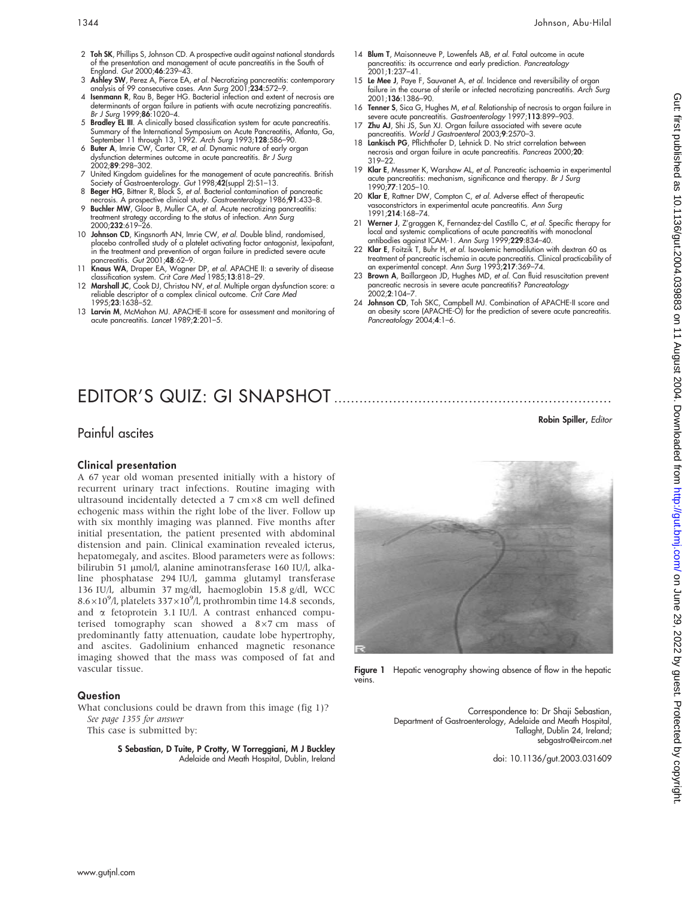2 **Toh SK**, Phillips S, Johnson CD. A prospective audit against national standards of the presentation and management of acute pancreatitis in the South of England. *Gut* 2000;**46**:239–43.
3 **Ashley SW**, Perez A, Pierce EA, *et al*. Necrotizing pancreatitis: contemporary analysis of 99 consecutive cases. *Ann Surg* 2001;**234**:572–9.
4 **Isenmann R**, Rau B, Beger HG. Bacterial infection and extent of necrosis are determinants of organ failure in patients with acute necrotizing pancreatitis. *Br J Surg* 1999;**86**:1020–4.
5 **Bradley EL III**. A clinically based classification system for acute pancreatitis. Summary of the International Symposium on Acute Pancreatitis, Atlanta, Ga, September 11 through 13, 1992. *Arch Surg* 1993;**128**:586–90.
6 **Buter A**, Imrie CW, Carter CR, *et al*. Dynamic nature of early organ dysfunction determines outcome in acute pancreatitis. *Br J Surg* 2002;**89**:298–302.
7 United Kingdom guidelines for the management of acute pancreatitis. British Society of Gastroenterology. *Gut* 1998;**42**(suppl 2):S1–13.
8 **Beger HG**, Bittner R, Block S, *et al*. Bacterial contamination of pancreatic necrosis. A prospective clinical study. *Gastroenterology* 1986;**91**:433–8.
9 **Buchler MW**, Gloor B, Muller CA, *et al*. Acute necrotizing pancreatitis: treatment strategy according to the status of infection. *Ann Surg* 2000;**232**:619–26.
10 **Johnson CD**, Kingsnorth AN, Imrie CW, *et al*. Double blind, randomised, placebo controlled study of a platelet activating factor antagonist, lexipafant, in the treatment and prevention of organ failure in predicted severe acute pancreatitis. *Gut* 2001;**48**:62–9.
11 **Knaus WA**, Draper EA, Wagner DP, *et al*. APACHE II: a severity of disease classification system. *Crit Care Med* 1985;**13**:818–29.
12 **Marshall JC**, Cook DJ, Christou NV, *et al*. Multiple organ dysfunction score: a reliable descriptor of a complex clinical outcome. *Crit Care Med* 1995;**23**:1638–52.
13 **Larvin M**, McMahon MJ. APACHE-II score for assessment and monitoring of acute pancreatitis. *Lancet* 1989;**2**:201–5.
14 **Blum T**, Maisonneuve P, Lowenfels AB, *et al*. Fatal outcome in acute pancreatitis: its occurrence and early prediction. *Pancreatology* 2001;**1**:237–41.
15 **Le Mee J**, Paye F, Sauvanet A, *et al*. Incidence and reversibility of organ failure in the course of sterile or infected necrotizing pancreatitis. *Arch Surg* 2001;**136**:1386–90.
16 **Tenner S**, Sica G, Hughes M, *et al*. Relationship of necrosis to organ failure in severe acute pancreatitis. *Gastroenterology* 1997;**113**:899–903.
17 **Zhu AJ**, Shi JS, Sun XJ. Organ failure associated with severe acute pancreatitis. *World J Gastroenterol* 2003;**9**:2570–3.
18 **Lankisch PG**, Pflichthofer D, Lehnick D. No strict correlation between necrosis and organ failure in acute pancreatitis. *Pancreas* 2000;**20**:319–22.
19 **Klar E**, Messmer K, Warshaw AL, *et al*. Pancreatic ischaemia in experimental acute pancreatitis: mechanism, significance and therapy. *Br J Surg* 1990;**77**:1205–10.
20 **Klar E**, Rattner DW, Compton C, *et al*. Adverse effect of therapeutic vasoconstrictors in experimental acute pancreatitis. *Ann Surg* 1991;**214**:168–74.
21 **Werner J**, Z'graggen K, Fernandez-del Castillo C, *et al*. Specific therapy for local and systemic complications of acute pancreatitis with monoclonal antibodies against ICAM-1. *Ann Surg* 1999;**229**:834–40.
22 **Klar E**, Foitzik T, Buhr H, *et al*. Isovolemic hemodilution with dextran 60 as treatment of pancreatic ischemia in acute pancreatitis. Clinical practicability of an experimental concept. *Ann Surg* 1993;**217**:369–74.
23 **Brown A**, Baillargeon JD, Hughes MD, *et al*. Can fluid resuscitation prevent pancreatic necrosis in severe acute pancreatitis? *Pancreatology* 2002;**2**:104–7.
24 **Johnson CD**, Toh SKC, Campbell MJ. Combination of APACHE-II score and an obesity score (APACHE-O) for the prediction of severe acute pancreatitis. *Pancreatology* 2004;**4**:1–6.

# EDITOR'S QUIZ: GI SNAPSHOT

**Robin Spiller**, *Editor*

## Painful ascites

### Clinical presentation

A 67 year old woman presented initially with a history of recurrent urinary tract infections. Routine imaging with ultrasound incidentally detected a 7 cm×8 cm well defined echogenic mass within the right lobe of the liver. Follow up with six monthly imaging was planned. Five months after initial presentation, the patient presented with abdominal distension and pain. Clinical examination revealed icterus, hepatomegaly, and ascites. Blood parameters were as follows: bilirubin 51 μmol/l, alanine aminotransferase 160 IU/l, alkaline phosphatase 294 IU/l, gamma glutamyl transferase 136 IU/l, albumin 37 mg/dl, haemoglobin 15.8 g/dl, WCC $8.6\times10^9$/l, platelets $337\times10^9$/l, prothrombin time 14.8 seconds, and α fetoprotein 3.1 IU/l. A contrast enhanced computerised tomography scan showed a 8×7 cm mass of predominantly fatty attenuation, caudate lobe hypertrophy, and ascites. Gadolinium enhanced magnetic resonance imaging showed that the mass was composed of fat and vascular tissue.

Figure 1 Hepatic venography showing absence of flow in the hepatic veins.

### Question

What conclusions could be drawn from this image (fig 1)?
*See page 1355 for answer*

This case is submitted by:

**S Sebastian, D Tuite, P Crotty, W Torreggiani, M J Buckley**
Adelaide and Meath Hospital, Dublin, Ireland

Correspondence to: Dr Shaji Sebastian, Department of Gastroenterology, Adelaide and Meath Hospital, Tallaght, Dublin 24, Ireland; sebgastro@eircom.net

doi: 10.1136/gut.2003.031609